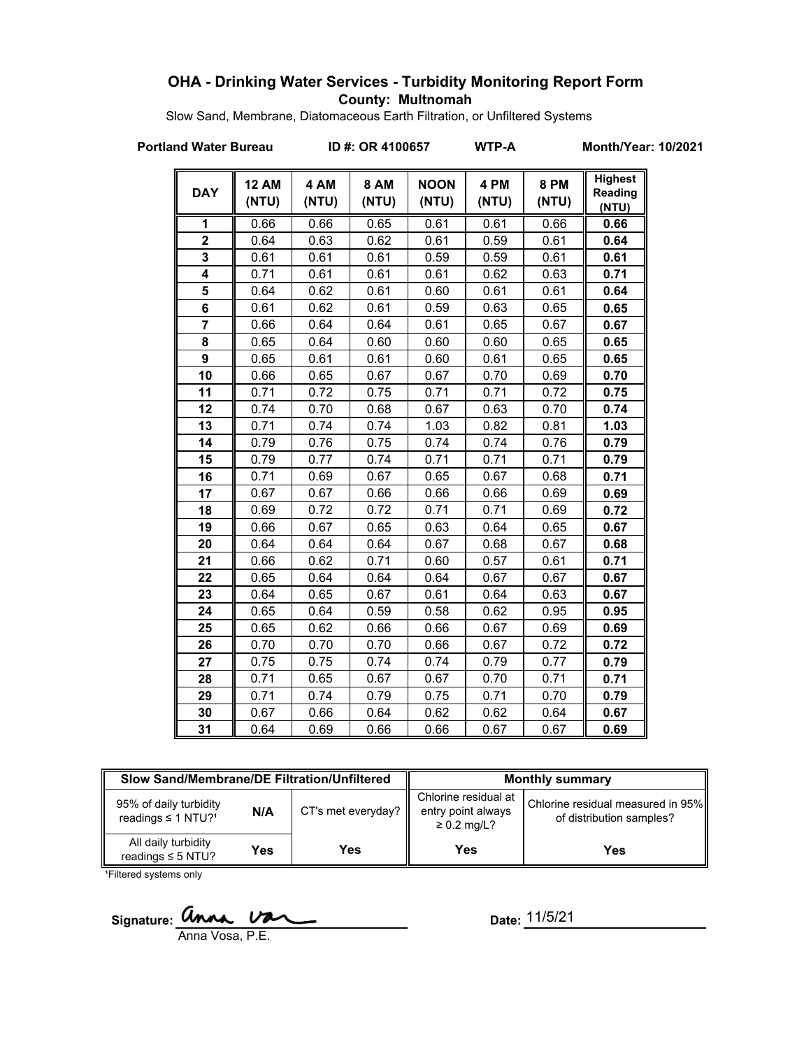# OHA - Drinking Water Services - Turbidity Monitoring Report Form

**County: Multnomah**

Slow Sand, Membrane, Diatomaceous Earth Filtration, or Unfiltered Systems

**Portland Water Bureau** **ID #: OR 4100657** **WTP-A** **Month/Year: 10/2021**

| DAY | 12 AM (NTU) | 4 AM (NTU) | 8 AM (NTU) | NOON (NTU) | 4 PM (NTU) | 8 PM (NTU) | Highest Reading (NTU) |
|---|---|---|---|---|---|---|---|
| 1 | 0.66 | 0.66 | 0.65 | 0.61 | 0.61 | 0.66 | **0.66** |
| 2 | 0.64 | 0.63 | 0.62 | 0.61 | 0.59 | 0.61 | **0.64** |
| 3 | 0.61 | 0.61 | 0.61 | 0.59 | 0.59 | 0.61 | **0.61** |
| 4 | 0.71 | 0.61 | 0.61 | 0.61 | 0.62 | 0.63 | **0.71** |
| 5 | 0.64 | 0.62 | 0.61 | 0.60 | 0.61 | 0.61 | **0.64** |
| 6 | 0.61 | 0.62 | 0.61 | 0.59 | 0.63 | 0.65 | **0.65** |
| 7 | 0.66 | 0.64 | 0.64 | 0.61 | 0.65 | 0.67 | **0.67** |
| 8 | 0.65 | 0.64 | 0.60 | 0.60 | 0.60 | 0.65 | **0.65** |
| 9 | 0.65 | 0.61 | 0.61 | 0.60 | 0.61 | 0.65 | **0.65** |
| 10 | 0.66 | 0.65 | 0.67 | 0.67 | 0.70 | 0.69 | **0.70** |
| 11 | 0.71 | 0.72 | 0.75 | 0.71 | 0.71 | 0.72 | **0.75** |
| 12 | 0.74 | 0.70 | 0.68 | 0.67 | 0.63 | 0.70 | **0.74** |
| 13 | 0.71 | 0.74 | 0.74 | 1.03 | 0.82 | 0.81 | **1.03** |
| 14 | 0.79 | 0.76 | 0.75 | 0.74 | 0.74 | 0.76 | **0.79** |
| 15 | 0.79 | 0.77 | 0.74 | 0.71 | 0.71 | 0.71 | **0.79** |
| 16 | 0.71 | 0.69 | 0.67 | 0.65 | 0.67 | 0.68 | **0.71** |
| 17 | 0.67 | 0.67 | 0.66 | 0.66 | 0.66 | 0.69 | **0.69** |
| 18 | 0.69 | 0.72 | 0.72 | 0.71 | 0.71 | 0.69 | **0.72** |
| 19 | 0.66 | 0.67 | 0.65 | 0.63 | 0.64 | 0.65 | **0.67** |
| 20 | 0.64 | 0.64 | 0.64 | 0.67 | 0.68 | 0.67 | **0.68** |
| 21 | 0.66 | 0.62 | 0.71 | 0.60 | 0.57 | 0.61 | **0.71** |
| 22 | 0.65 | 0.64 | 0.64 | 0.64 | 0.67 | 0.67 | **0.67** |
| 23 | 0.64 | 0.65 | 0.67 | 0.61 | 0.64 | 0.63 | **0.67** |
| 24 | 0.65 | 0.64 | 0.59 | 0.58 | 0.62 | 0.95 | **0.95** |
| 25 | 0.65 | 0.62 | 0.66 | 0.66 | 0.67 | 0.69 | **0.69** |
| 26 | 0.70 | 0.70 | 0.70 | 0.66 | 0.67 | 0.72 | **0.72** |
| 27 | 0.75 | 0.75 | 0.74 | 0.74 | 0.79 | 0.77 | **0.79** |
| 28 | 0.71 | 0.65 | 0.67 | 0.67 | 0.70 | 0.71 | **0.71** |
| 29 | 0.71 | 0.74 | 0.79 | 0.75 | 0.71 | 0.70 | **0.79** |
| 30 | 0.67 | 0.66 | 0.64 | 0.62 | 0.62 | 0.64 | **0.67** |
| 31 | 0.64 | 0.69 | 0.66 | 0.66 | 0.67 | 0.67 | **0.69** |

| Slow Sand/Membrane/DE Filtration/Unfiltered | | | Monthly summary | |
|---|---|---|---|---|
| 95% of daily turbidity readings ≤ 1 NTU?[1] | N/A | CT's met everyday? | Chlorine residual at entry point always ≥ 0.2 mg/L? | Chlorine residual measured in 95% of distribution samples? |
| All daily turbidity readings ≤ 5 NTU? | Yes | Yes | Yes | Yes |

[1]Filtered systems only

Signature: Anna Vosa
Anna Vosa, P.E.

Date: 11/5/21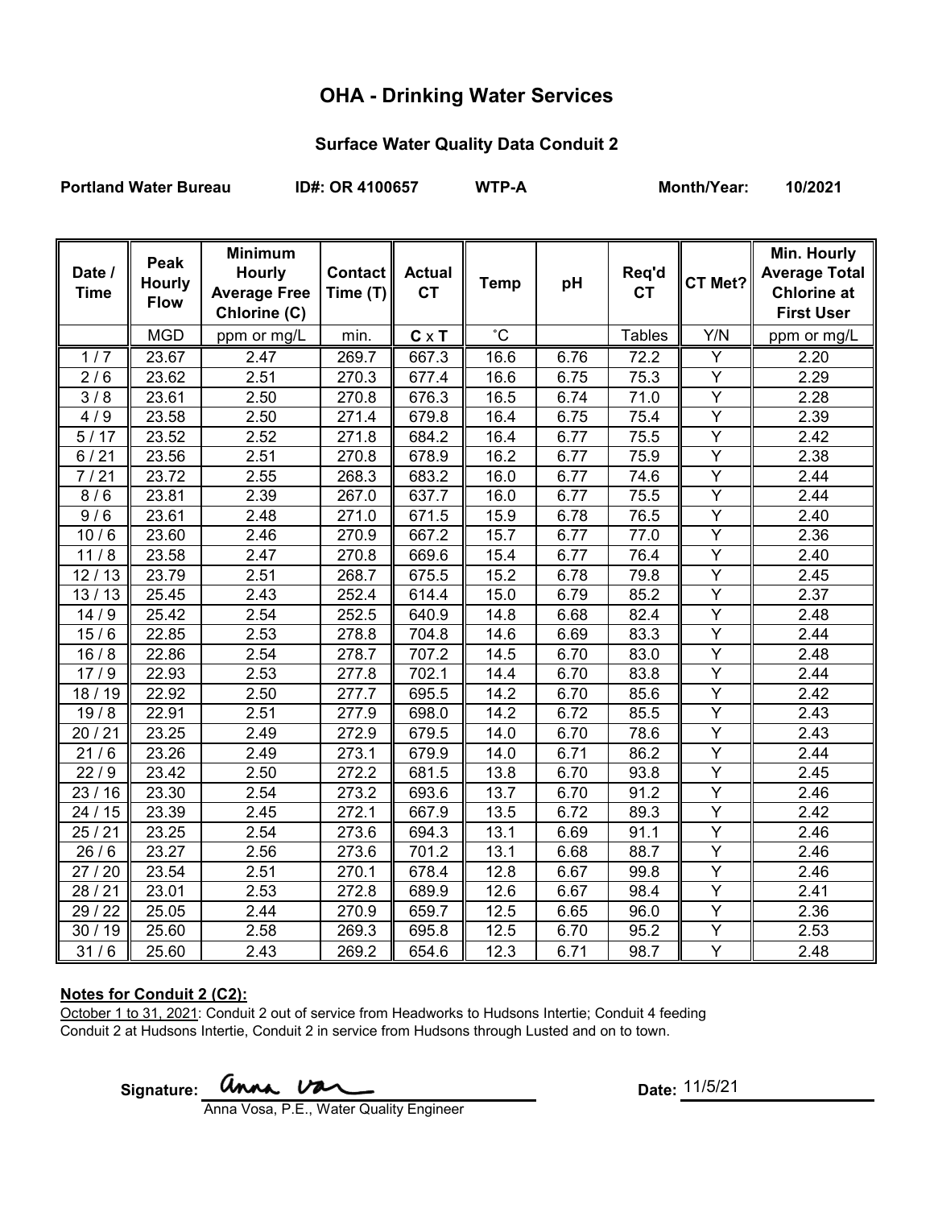# OHA - Drinking Water Services

## Surface Water Quality Data Conduit 2

**Portland Water Bureau** **ID#: OR 4100657** **WTP-A** **Month/Year: 10/2021**

| Date / Time | Peak Hourly Flow | Minimum Hourly Average Free Chlorine (C) | Contact Time (T) | Actual CT | Temp | pH | Req'd CT | CT Met? | Min. Hourly Average Total Chlorine at First User |
|---|---|---|---|---|---|---|---|---|---|
| | MGD | ppm or mg/L | min. | C x T | ˚C | | Tables | Y/N | ppm or mg/L |
| 1 / 7 | 23.67 | 2.47 | 269.7 | 667.3 | 16.6 | 6.76 | 72.2 | Y | 2.20 |
| 2 / 6 | 23.62 | 2.51 | 270.3 | 677.4 | 16.6 | 6.75 | 75.3 | Y | 2.29 |
| 3 / 8 | 23.61 | 2.50 | 270.8 | 676.3 | 16.5 | 6.74 | 71.0 | Y | 2.28 |
| 4 / 9 | 23.58 | 2.50 | 271.4 | 679.8 | 16.4 | 6.75 | 75.4 | Y | 2.39 |
| 5 / 17 | 23.52 | 2.52 | 271.8 | 684.2 | 16.4 | 6.77 | 75.5 | Y | 2.42 |
| 6 / 21 | 23.56 | 2.51 | 270.8 | 678.9 | 16.2 | 6.77 | 75.9 | Y | 2.38 |
| 7 / 21 | 23.72 | 2.55 | 268.3 | 683.2 | 16.0 | 6.77 | 74.6 | Y | 2.44 |
| 8 / 6 | 23.81 | 2.39 | 267.0 | 637.7 | 16.0 | 6.77 | 75.5 | Y | 2.44 |
| 9 / 6 | 23.61 | 2.48 | 271.0 | 671.5 | 15.9 | 6.78 | 76.5 | Y | 2.40 |
| 10 / 6 | 23.60 | 2.46 | 270.9 | 667.2 | 15.7 | 6.77 | 77.0 | Y | 2.36 |
| 11 / 8 | 23.58 | 2.47 | 270.8 | 669.6 | 15.4 | 6.77 | 76.4 | Y | 2.40 |
| 12 / 13 | 23.79 | 2.51 | 268.7 | 675.5 | 15.2 | 6.78 | 79.8 | Y | 2.45 |
| 13 / 13 | 25.45 | 2.43 | 252.4 | 614.4 | 15.0 | 6.79 | 85.2 | Y | 2.37 |
| 14 / 9 | 25.42 | 2.54 | 252.5 | 640.9 | 14.8 | 6.68 | 82.4 | Y | 2.48 |
| 15 / 6 | 22.85 | 2.53 | 278.8 | 704.8 | 14.6 | 6.69 | 83.3 | Y | 2.44 |
| 16 / 8 | 22.86 | 2.54 | 278.7 | 707.2 | 14.5 | 6.70 | 83.0 | Y | 2.48 |
| 17 / 9 | 22.93 | 2.53 | 277.8 | 702.1 | 14.4 | 6.70 | 83.8 | Y | 2.44 |
| 18 / 19 | 22.92 | 2.50 | 277.7 | 695.5 | 14.2 | 6.70 | 85.6 | Y | 2.42 |
| 19 / 8 | 22.91 | 2.51 | 277.9 | 698.0 | 14.2 | 6.72 | 85.5 | Y | 2.43 |
| 20 / 21 | 23.25 | 2.49 | 272.9 | 679.5 | 14.0 | 6.70 | 78.6 | Y | 2.43 |
| 21 / 6 | 23.26 | 2.49 | 273.1 | 679.9 | 14.0 | 6.71 | 86.2 | Y | 2.44 |
| 22 / 9 | 23.42 | 2.50 | 272.2 | 681.5 | 13.8 | 6.70 | 93.8 | Y | 2.45 |
| 23 / 16 | 23.30 | 2.54 | 273.2 | 693.6 | 13.7 | 6.70 | 91.2 | Y | 2.46 |
| 24 / 15 | 23.39 | 2.45 | 272.1 | 667.9 | 13.5 | 6.72 | 89.3 | Y | 2.42 |
| 25 / 21 | 23.25 | 2.54 | 273.6 | 694.3 | 13.1 | 6.69 | 91.1 | Y | 2.46 |
| 26 / 6 | 23.27 | 2.56 | 273.6 | 701.2 | 13.1 | 6.68 | 88.7 | Y | 2.46 |
| 27 / 20 | 23.54 | 2.51 | 270.1 | 678.4 | 12.8 | 6.67 | 99.8 | Y | 2.46 |
| 28 / 21 | 23.01 | 2.53 | 272.8 | 689.9 | 12.6 | 6.67 | 98.4 | Y | 2.41 |
| 29 / 22 | 25.05 | 2.44 | 270.9 | 659.7 | 12.5 | 6.65 | 96.0 | Y | 2.36 |
| 30 / 19 | 25.60 | 2.58 | 269.3 | 695.8 | 12.5 | 6.70 | 95.2 | Y | 2.53 |
| 31 / 6 | 25.60 | 2.43 | 269.2 | 654.6 | 12.3 | 6.71 | 98.7 | Y | 2.48 |

**Notes for Conduit 2 (C2):**

October 1 to 31, 2021: Conduit 2 out of service from Headworks to Hudsons Intertie; Conduit 4 feeding Conduit 2 at Hudsons Intertie, Conduit 2 in service from Hudsons through Lusted and on to town.

**Signature:** Anna Vosa

Anna Vosa, P.E., Water Quality Engineer

**Date:** 11/5/21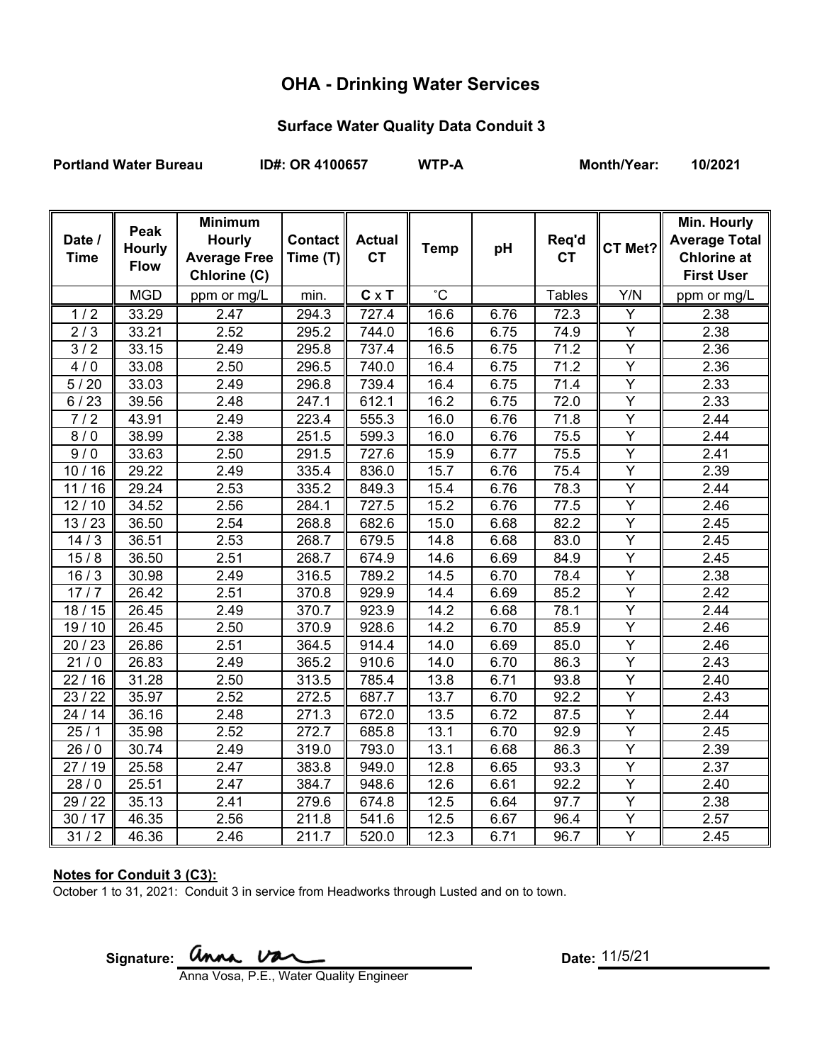# OHA - Drinking Water Services

## Surface Water Quality Data Conduit 3

**Portland Water Bureau** **ID#: OR 4100657** **WTP-A** **Month/Year: 10/2021**

| Date / Time | Peak Hourly Flow | Minimum Hourly Average Free Chlorine (C) | Contact Time (T) | Actual CT | Temp | pH | Req'd CT | CT Met? | Min. Hourly Average Total Chlorine at First User |
|---|---|---|---|---|---|---|---|---|---|
| | MGD | ppm or mg/L | min. | **C** x **T** | ˚C | | Tables | Y/N | ppm or mg/L |
| 1 / 2 | 33.29 | 2.47 | 294.3 | 727.4 | 16.6 | 6.76 | 72.3 | Y | 2.38 |
| 2 / 3 | 33.21 | 2.52 | 295.2 | 744.0 | 16.6 | 6.75 | 74.9 | Y | 2.38 |
| 3 / 2 | 33.15 | 2.49 | 295.8 | 737.4 | 16.5 | 6.75 | 71.2 | Y | 2.36 |
| 4 / 0 | 33.08 | 2.50 | 296.5 | 740.0 | 16.4 | 6.75 | 71.2 | Y | 2.36 |
| 5 / 20 | 33.03 | 2.49 | 296.8 | 739.4 | 16.4 | 6.75 | 71.4 | Y | 2.33 |
| 6 / 23 | 39.56 | 2.48 | 247.1 | 612.1 | 16.2 | 6.75 | 72.0 | Y | 2.33 |
| 7 / 2 | 43.91 | 2.49 | 223.4 | 555.3 | 16.0 | 6.76 | 71.8 | Y | 2.44 |
| 8 / 0 | 38.99 | 2.38 | 251.5 | 599.3 | 16.0 | 6.76 | 75.5 | Y | 2.44 |
| 9 / 0 | 33.63 | 2.50 | 291.5 | 727.6 | 15.9 | 6.77 | 75.5 | Y | 2.41 |
| 10 / 16 | 29.22 | 2.49 | 335.4 | 836.0 | 15.7 | 6.76 | 75.4 | Y | 2.39 |
| 11 / 16 | 29.24 | 2.53 | 335.2 | 849.3 | 15.4 | 6.76 | 78.3 | Y | 2.44 |
| 12 / 10 | 34.52 | 2.56 | 284.1 | 727.5 | 15.2 | 6.76 | 77.5 | Y | 2.46 |
| 13 / 23 | 36.50 | 2.54 | 268.8 | 682.6 | 15.0 | 6.68 | 82.2 | Y | 2.45 |
| 14 / 3 | 36.51 | 2.53 | 268.7 | 679.5 | 14.8 | 6.68 | 83.0 | Y | 2.45 |
| 15 / 8 | 36.50 | 2.51 | 268.7 | 674.9 | 14.6 | 6.69 | 84.9 | Y | 2.45 |
| 16 / 3 | 30.98 | 2.49 | 316.5 | 789.2 | 14.5 | 6.70 | 78.4 | Y | 2.38 |
| 17 / 7 | 26.42 | 2.51 | 370.8 | 929.9 | 14.4 | 6.69 | 85.2 | Y | 2.42 |
| 18 / 15 | 26.45 | 2.49 | 370.7 | 923.9 | 14.2 | 6.68 | 78.1 | Y | 2.44 |
| 19 / 10 | 26.45 | 2.50 | 370.9 | 928.6 | 14.2 | 6.70 | 85.9 | Y | 2.46 |
| 20 / 23 | 26.86 | 2.51 | 364.5 | 914.4 | 14.0 | 6.69 | 85.0 | Y | 2.46 |
| 21 / 0 | 26.83 | 2.49 | 365.2 | 910.6 | 14.0 | 6.70 | 86.3 | Y | 2.43 |
| 22 / 16 | 31.28 | 2.50 | 313.5 | 785.4 | 13.8 | 6.71 | 93.8 | Y | 2.40 |
| 23 / 22 | 35.97 | 2.52 | 272.5 | 687.7 | 13.7 | 6.70 | 92.2 | Y | 2.43 |
| 24 / 14 | 36.16 | 2.48 | 271.3 | 672.0 | 13.5 | 6.72 | 87.5 | Y | 2.44 |
| 25 / 1 | 35.98 | 2.52 | 272.7 | 685.8 | 13.1 | 6.70 | 92.9 | Y | 2.45 |
| 26 / 0 | 30.74 | 2.49 | 319.0 | 793.0 | 13.1 | 6.68 | 86.3 | Y | 2.39 |
| 27 / 19 | 25.58 | 2.47 | 383.8 | 949.0 | 12.8 | 6.65 | 93.3 | Y | 2.37 |
| 28 / 0 | 25.51 | 2.47 | 384.7 | 948.6 | 12.6 | 6.61 | 92.2 | Y | 2.40 |
| 29 / 22 | 35.13 | 2.41 | 279.6 | 674.8 | 12.5 | 6.64 | 97.7 | Y | 2.38 |
| 30 / 17 | 46.35 | 2.56 | 211.8 | 541.6 | 12.5 | 6.67 | 96.4 | Y | 2.57 |
| 31 / 2 | 46.36 | 2.46 | 211.7 | 520.0 | 12.3 | 6.71 | 96.7 | Y | 2.45 |

**Notes for Conduit 3 (C3):**

October 1 to 31, 2021: Conduit 3 in service from Headworks through Lusted and on to town.

**Signature:** Anna Vosa
Anna Vosa, P.E., Water Quality Engineer

**Date:** 11/5/21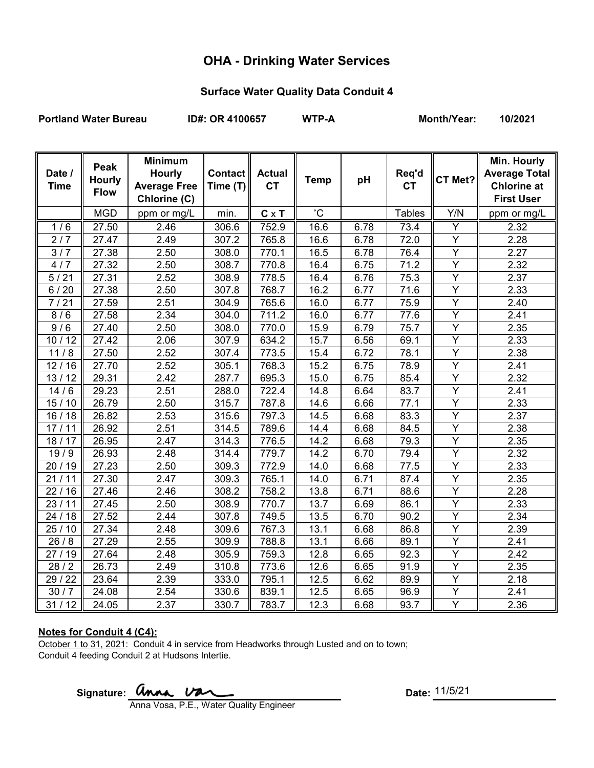# OHA - Drinking Water Services

## Surface Water Quality Data Conduit 4

**Portland Water Bureau** **ID#: OR 4100657** **WTP-A** **Month/Year: 10/2021**

| Date / Time | Peak Hourly Flow | Minimum Hourly Average Free Chlorine (C) | Contact Time (T) | Actual CT | Temp | pH | Req'd CT | CT Met? | Min. Hourly Average Total Chlorine at First User |
|---|---|---|---|---|---|---|---|---|---|
| | MGD | ppm or mg/L | min. | **C** x **T** | ˚C | | Tables | Y/N | ppm or mg/L |
| 1 / 6 | 27.50 | 2.46 | 306.6 | 752.9 | 16.6 | 6.78 | 73.4 | Y | 2.32 |
| 2 / 7 | 27.47 | 2.49 | 307.2 | 765.8 | 16.6 | 6.78 | 72.0 | Y | 2.28 |
| 3 / 7 | 27.38 | 2.50 | 308.0 | 770.1 | 16.5 | 6.78 | 76.4 | Y | 2.27 |
| 4 / 7 | 27.32 | 2.50 | 308.7 | 770.8 | 16.4 | 6.75 | 71.2 | Y | 2.32 |
| 5 / 21 | 27.31 | 2.52 | 308.9 | 778.5 | 16.4 | 6.76 | 75.3 | Y | 2.37 |
| 6 / 20 | 27.38 | 2.50 | 307.8 | 768.7 | 16.2 | 6.77 | 71.6 | Y | 2.33 |
| 7 / 21 | 27.59 | 2.51 | 304.9 | 765.6 | 16.0 | 6.77 | 75.9 | Y | 2.40 |
| 8 / 6 | 27.58 | 2.34 | 304.0 | 711.2 | 16.0 | 6.77 | 77.6 | Y | 2.41 |
| 9 / 6 | 27.40 | 2.50 | 308.0 | 770.0 | 15.9 | 6.79 | 75.7 | Y | 2.35 |
| 10 / 12 | 27.42 | 2.06 | 307.9 | 634.2 | 15.7 | 6.56 | 69.1 | Y | 2.33 |
| 11 / 8 | 27.50 | 2.52 | 307.4 | 773.5 | 15.4 | 6.72 | 78.1 | Y | 2.38 |
| 12 / 16 | 27.70 | 2.52 | 305.1 | 768.3 | 15.2 | 6.75 | 78.9 | Y | 2.41 |
| 13 / 12 | 29.31 | 2.42 | 287.7 | 695.3 | 15.0 | 6.75 | 85.4 | Y | 2.32 |
| 14 / 6 | 29.23 | 2.51 | 288.0 | 722.4 | 14.8 | 6.64 | 83.7 | Y | 2.41 |
| 15 / 10 | 26.79 | 2.50 | 315.7 | 787.8 | 14.6 | 6.66 | 77.1 | Y | 2.33 |
| 16 / 18 | 26.82 | 2.53 | 315.6 | 797.3 | 14.5 | 6.68 | 83.3 | Y | 2.37 |
| 17 / 11 | 26.92 | 2.51 | 314.5 | 789.6 | 14.4 | 6.68 | 84.5 | Y | 2.38 |
| 18 / 17 | 26.95 | 2.47 | 314.3 | 776.5 | 14.2 | 6.68 | 79.3 | Y | 2.35 |
| 19 / 9 | 26.93 | 2.48 | 314.4 | 779.7 | 14.2 | 6.70 | 79.4 | Y | 2.32 |
| 20 / 19 | 27.23 | 2.50 | 309.3 | 772.9 | 14.0 | 6.68 | 77.5 | Y | 2.33 |
| 21 / 11 | 27.30 | 2.47 | 309.3 | 765.1 | 14.0 | 6.71 | 87.4 | Y | 2.35 |
| 22 / 16 | 27.46 | 2.46 | 308.2 | 758.2 | 13.8 | 6.71 | 88.6 | Y | 2.28 |
| 23 / 11 | 27.45 | 2.50 | 308.9 | 770.7 | 13.7 | 6.69 | 86.1 | Y | 2.33 |
| 24 / 18 | 27.52 | 2.44 | 307.8 | 749.5 | 13.5 | 6.70 | 90.2 | Y | 2.34 |
| 25 / 10 | 27.34 | 2.48 | 309.6 | 767.3 | 13.1 | 6.68 | 86.8 | Y | 2.39 |
| 26 / 8 | 27.29 | 2.55 | 309.9 | 788.8 | 13.1 | 6.66 | 89.1 | Y | 2.41 |
| 27 / 19 | 27.64 | 2.48 | 305.9 | 759.3 | 12.8 | 6.65 | 92.3 | Y | 2.42 |
| 28 / 2 | 26.73 | 2.49 | 310.8 | 773.6 | 12.6 | 6.65 | 91.9 | Y | 2.35 |
| 29 / 22 | 23.64 | 2.39 | 333.0 | 795.1 | 12.5 | 6.62 | 89.9 | Y | 2.18 |
| 30 / 7 | 24.08 | 2.54 | 330.6 | 839.1 | 12.5 | 6.65 | 96.9 | Y | 2.41 |
| 31 / 12 | 24.05 | 2.37 | 330.7 | 783.7 | 12.3 | 6.68 | 93.7 | Y | 2.36 |

**Notes for Conduit 4 (C4):**

October 1 to 31, 2021: Conduit 4 in service from Headworks through Lusted and on to town; Conduit 4 feeding Conduit 2 at Hudsons Intertie.

Signature: Anna Vosa
Anna Vosa, P.E., Water Quality Engineer

Date: 11/5/21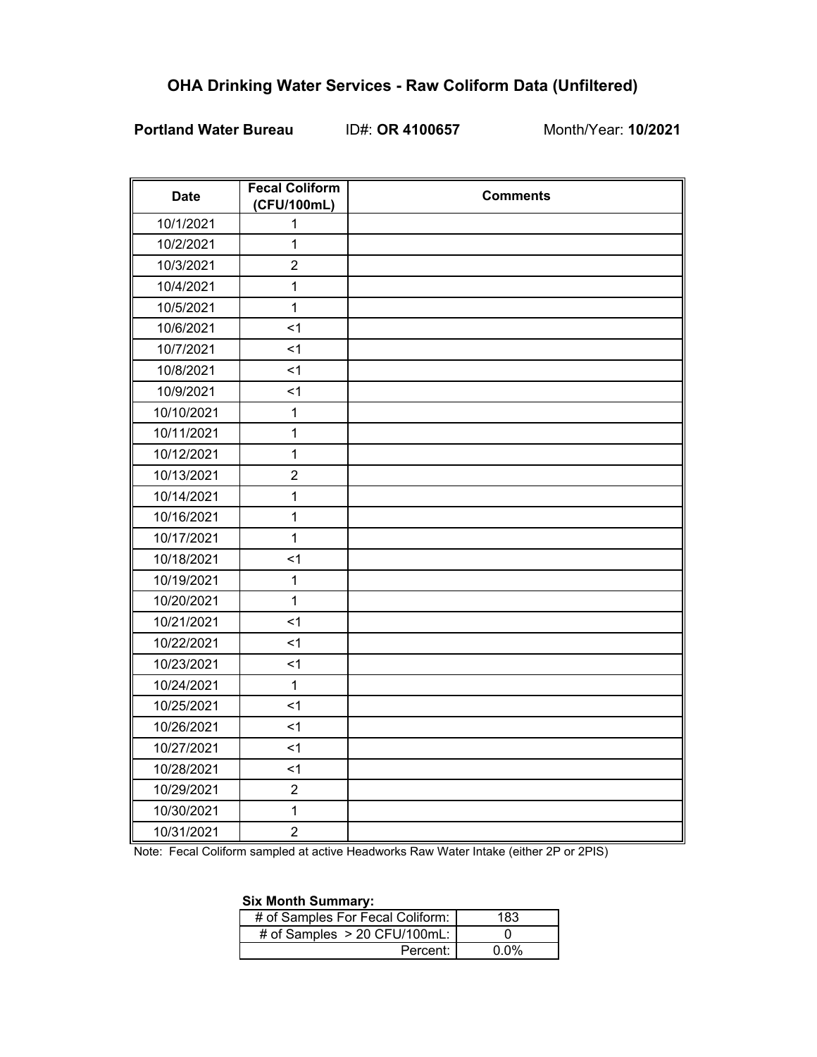# OHA Drinking Water Services - Raw Coliform Data (Unfiltered)

**Portland Water Bureau** ID#: **OR 4100657** Month/Year: **10/2021**

| Date | Fecal Coliform (CFU/100mL) | Comments |
|---|---|---|
| 10/1/2021 | 1 | |
| 10/2/2021 | 1 | |
| 10/3/2021 | 2 | |
| 10/4/2021 | 1 | |
| 10/5/2021 | 1 | |
| 10/6/2021 | <1 | |
| 10/7/2021 | <1 | |
| 10/8/2021 | <1 | |
| 10/9/2021 | <1 | |
| 10/10/2021 | 1 | |
| 10/11/2021 | 1 | |
| 10/12/2021 | 1 | |
| 10/13/2021 | 2 | |
| 10/14/2021 | 1 | |
| 10/16/2021 | 1 | |
| 10/17/2021 | 1 | |
| 10/18/2021 | <1 | |
| 10/19/2021 | 1 | |
| 10/20/2021 | 1 | |
| 10/21/2021 | <1 | |
| 10/22/2021 | <1 | |
| 10/23/2021 | <1 | |
| 10/24/2021 | 1 | |
| 10/25/2021 | <1 | |
| 10/26/2021 | <1 | |
| 10/27/2021 | <1 | |
| 10/28/2021 | <1 | |
| 10/29/2021 | 2 | |
| 10/30/2021 | 1 | |
| 10/31/2021 | 2 | |

Note: Fecal Coliform sampled at active Headworks Raw Water Intake (either 2P or 2PIS)

**Six Month Summary:**

| | |
|---|---|
| # of Samples For Fecal Coliform: | 183 |
| # of Samples > 20 CFU/100mL: | 0 |
| Percent: | 0.0% |